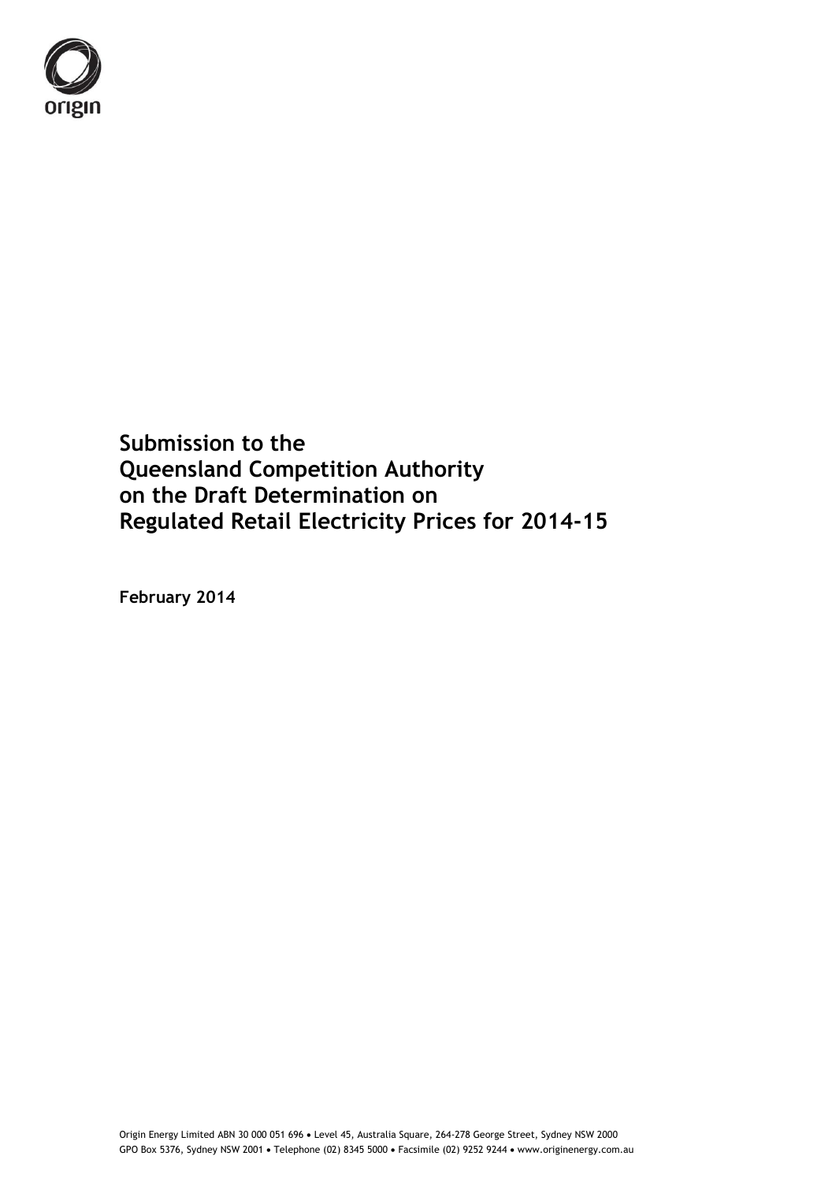origin

# Submission to the Queensland Competition Authority on the Draft Determination on Regulated Retail Electricity Prices for 2014-15

**February 2014**

Origin Energy Limited ABN 30 000 051 696 • Level 45, Australia Square, 264-278 George Street, Sydney NSW 2000
GPO Box 5376, Sydney NSW 2001 • Telephone (02) 8345 5000 • Facsimile (02) 9252 9244 • www.originenergy.com.au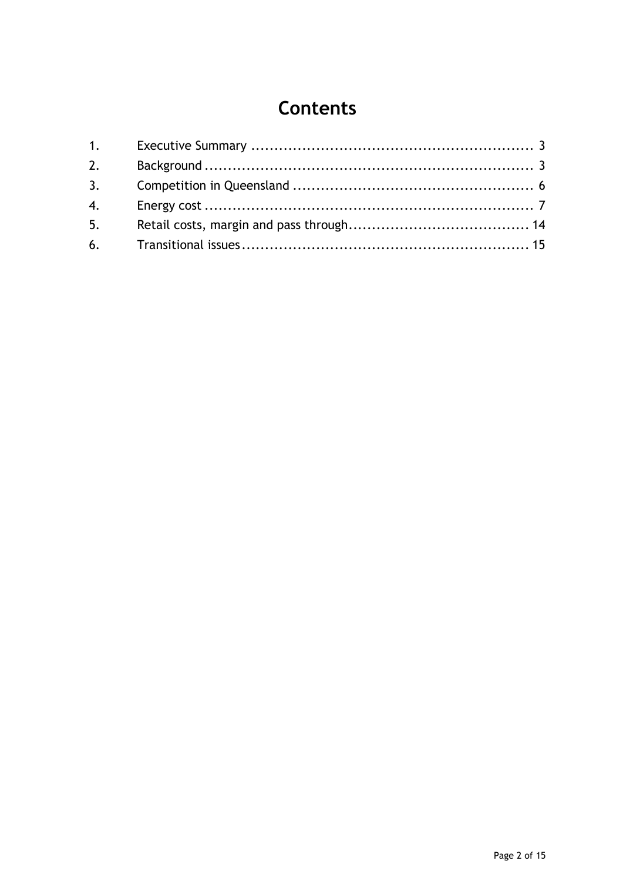# Contents

1. Executive Summary .............................................................. 3
2. Background ........................................................................ 3
3. Competition in Queensland .................................................... 6
4. Energy cost ........................................................................ 7
5. Retail costs, margin and pass through....................................... 14
6. Transitional issues ............................................................... 15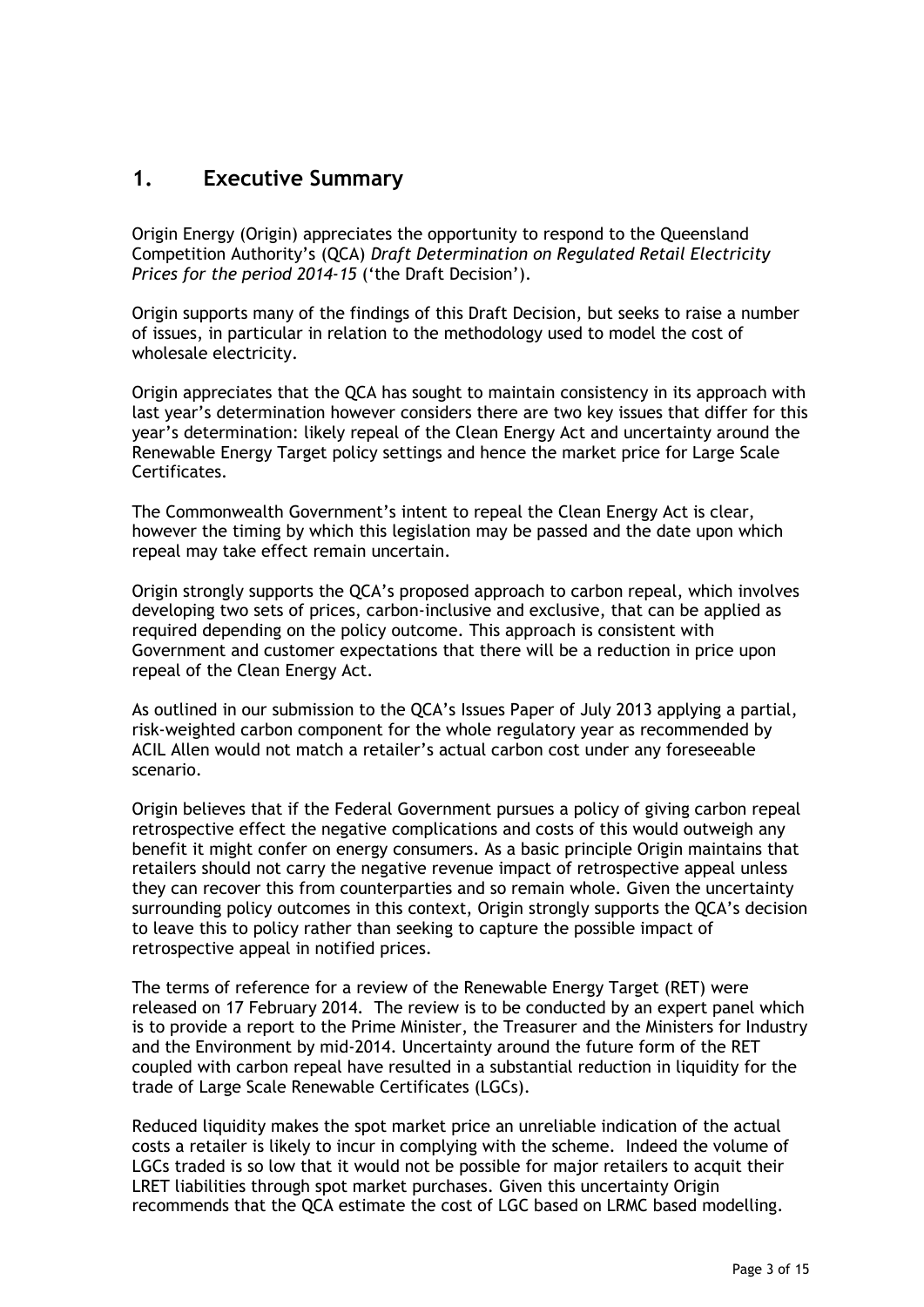# 1. Executive Summary

Origin Energy (Origin) appreciates the opportunity to respond to the Queensland Competition Authority's (QCA) *Draft Determination on Regulated Retail Electricity Prices for the period 2014-15* ('the Draft Decision').

Origin supports many of the findings of this Draft Decision, but seeks to raise a number of issues, in particular in relation to the methodology used to model the cost of wholesale electricity.

Origin appreciates that the QCA has sought to maintain consistency in its approach with last year's determination however considers there are two key issues that differ for this year's determination: likely repeal of the Clean Energy Act and uncertainty around the Renewable Energy Target policy settings and hence the market price for Large Scale Certificates.

The Commonwealth Government's intent to repeal the Clean Energy Act is clear, however the timing by which this legislation may be passed and the date upon which repeal may take effect remain uncertain.

Origin strongly supports the QCA's proposed approach to carbon repeal, which involves developing two sets of prices, carbon-inclusive and exclusive, that can be applied as required depending on the policy outcome. This approach is consistent with Government and customer expectations that there will be a reduction in price upon repeal of the Clean Energy Act.

As outlined in our submission to the QCA's Issues Paper of July 2013 applying a partial, risk-weighted carbon component for the whole regulatory year as recommended by ACIL Allen would not match a retailer's actual carbon cost under any foreseeable scenario.

Origin believes that if the Federal Government pursues a policy of giving carbon repeal retrospective effect the negative complications and costs of this would outweigh any benefit it might confer on energy consumers. As a basic principle Origin maintains that retailers should not carry the negative revenue impact of retrospective appeal unless they can recover this from counterparties and so remain whole. Given the uncertainty surrounding policy outcomes in this context, Origin strongly supports the QCA's decision to leave this to policy rather than seeking to capture the possible impact of retrospective appeal in notified prices.

The terms of reference for a review of the Renewable Energy Target (RET) were released on 17 February 2014. The review is to be conducted by an expert panel which is to provide a report to the Prime Minister, the Treasurer and the Ministers for Industry and the Environment by mid-2014. Uncertainty around the future form of the RET coupled with carbon repeal have resulted in a substantial reduction in liquidity for the trade of Large Scale Renewable Certificates (LGCs).

Reduced liquidity makes the spot market price an unreliable indication of the actual costs a retailer is likely to incur in complying with the scheme. Indeed the volume of LGCs traded is so low that it would not be possible for major retailers to acquit their LRET liabilities through spot market purchases. Given this uncertainty Origin recommends that the QCA estimate the cost of LGC based on LRMC based modelling.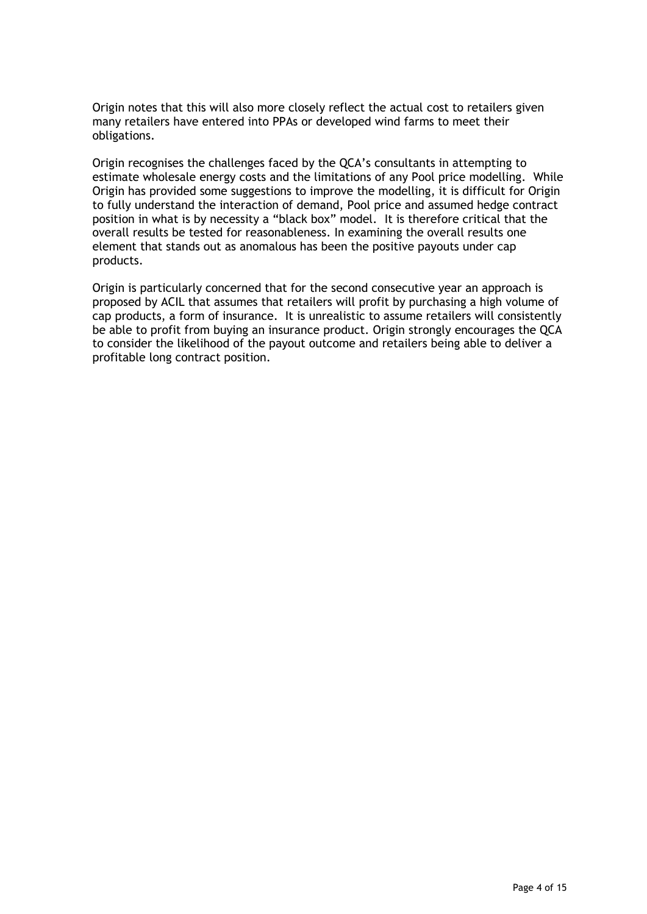Origin notes that this will also more closely reflect the actual cost to retailers given many retailers have entered into PPAs or developed wind farms to meet their obligations.

Origin recognises the challenges faced by the QCA's consultants in attempting to estimate wholesale energy costs and the limitations of any Pool price modelling. While Origin has provided some suggestions to improve the modelling, it is difficult for Origin to fully understand the interaction of demand, Pool price and assumed hedge contract position in what is by necessity a "black box" model. It is therefore critical that the overall results be tested for reasonableness. In examining the overall results one element that stands out as anomalous has been the positive payouts under cap products.

Origin is particularly concerned that for the second consecutive year an approach is proposed by ACIL that assumes that retailers will profit by purchasing a high volume of cap products, a form of insurance. It is unrealistic to assume retailers will consistently be able to profit from buying an insurance product. Origin strongly encourages the QCA to consider the likelihood of the payout outcome and retailers being able to deliver a profitable long contract position.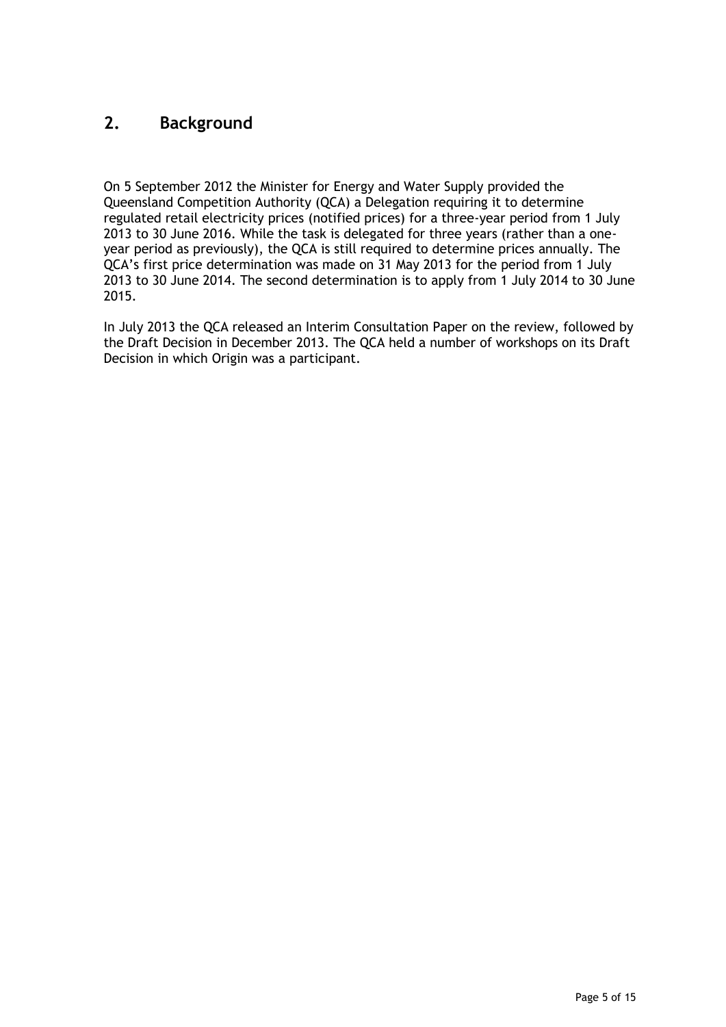## 2. Background

On 5 September 2012 the Minister for Energy and Water Supply provided the Queensland Competition Authority (QCA) a Delegation requiring it to determine regulated retail electricity prices (notified prices) for a three-year period from 1 July 2013 to 30 June 2016. While the task is delegated for three years (rather than a one-year period as previously), the QCA is still required to determine prices annually. The QCA's first price determination was made on 31 May 2013 for the period from 1 July 2013 to 30 June 2014. The second determination is to apply from 1 July 2014 to 30 June 2015.

In July 2013 the QCA released an Interim Consultation Paper on the review, followed by the Draft Decision in December 2013. The QCA held a number of workshops on its Draft Decision in which Origin was a participant.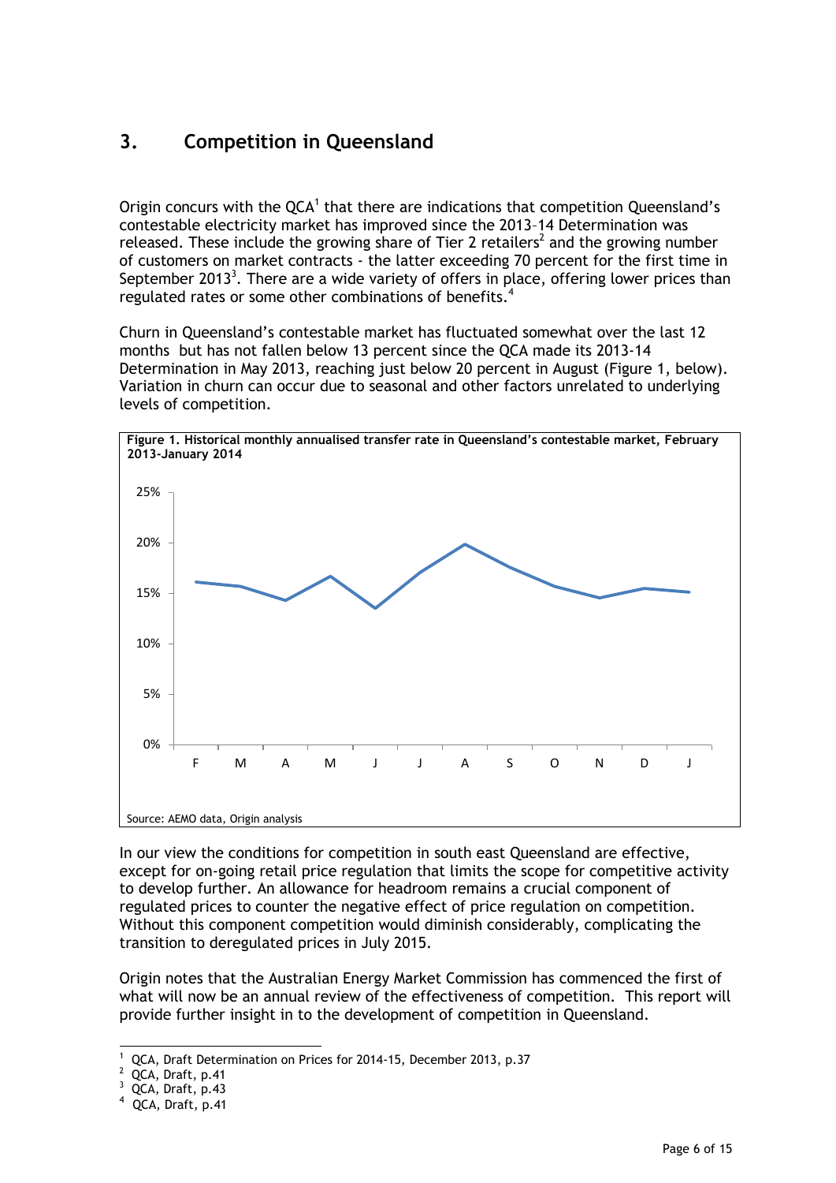## 3. Competition in Queensland

Origin concurs with the QCA[1] that there are indications that competition Queensland's contestable electricity market has improved since the 2013–14 Determination was released. These include the growing share of Tier 2 retailers[2] and the growing number of customers on market contracts - the latter exceeding 70 percent for the first time in September 2013[3]. There are a wide variety of offers in place, offering lower prices than regulated rates or some other combinations of benefits.[4]

Churn in Queensland's contestable market has fluctuated somewhat over the last 12 months but has not fallen below 13 percent since the QCA made its 2013-14 Determination in May 2013, reaching just below 20 percent in August (Figure 1, below). Variation in churn can occur due to seasonal and other factors unrelated to underlying levels of competition.

**Figure 1. Historical monthly annualised transfer rate in Queensland's contestable market, February 2013-January 2014**

Source: AEMO data, Origin analysis

In our view the conditions for competition in south east Queensland are effective, except for on-going retail price regulation that limits the scope for competitive activity to develop further. An allowance for headroom remains a crucial component of regulated prices to counter the negative effect of price regulation on competition. Without this component competition would diminish considerably, complicating the transition to deregulated prices in July 2015.

Origin notes that the Australian Energy Market Commission has commenced the first of what will now be an annual review of the effectiveness of competition. This report will provide further insight in to the development of competition in Queensland.

---

[1] QCA, Draft Determination on Prices for 2014-15, December 2013, p.37

[2] QCA, Draft, p.41

[3] QCA, Draft, p.43

[4] QCA, Draft, p.41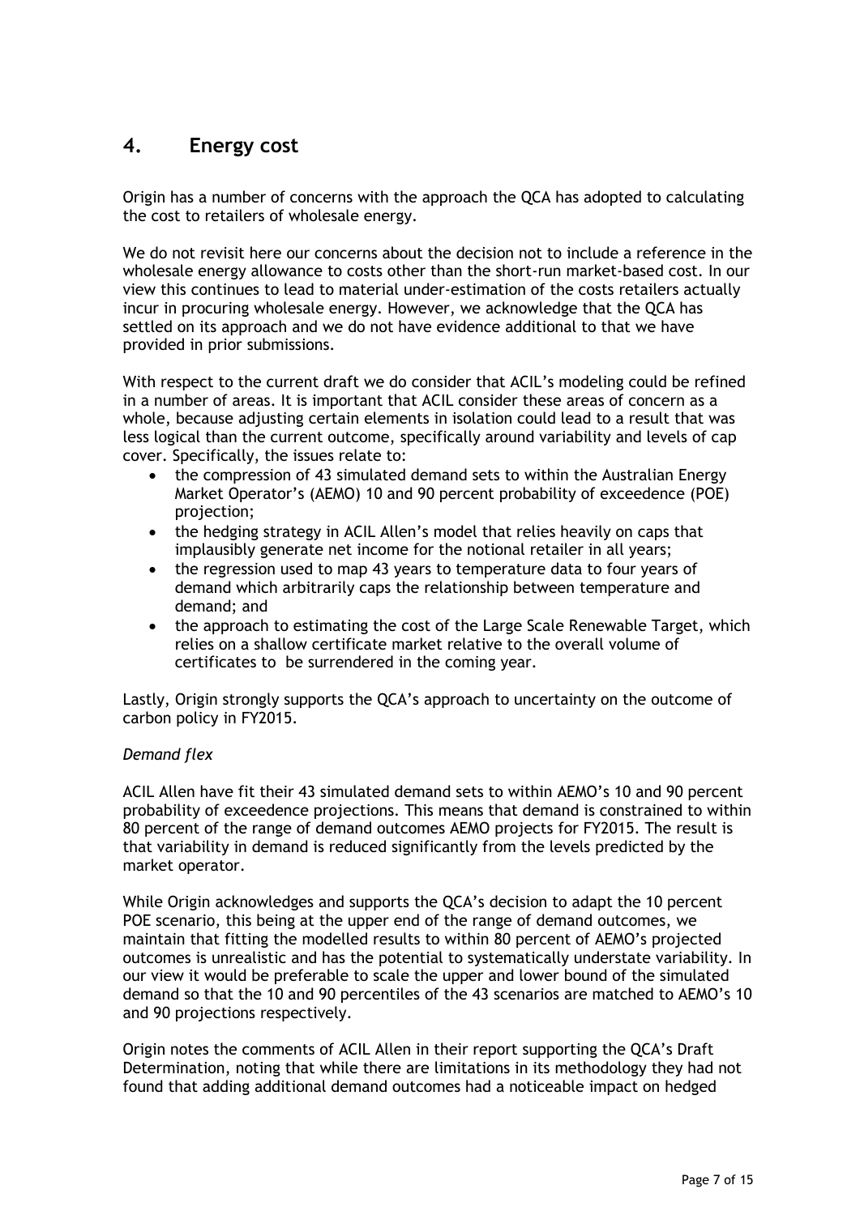## 4. Energy cost

Origin has a number of concerns with the approach the QCA has adopted to calculating the cost to retailers of wholesale energy.

We do not revisit here our concerns about the decision not to include a reference in the wholesale energy allowance to costs other than the short-run market-based cost. In our view this continues to lead to material under-estimation of the costs retailers actually incur in procuring wholesale energy. However, we acknowledge that the QCA has settled on its approach and we do not have evidence additional to that we have provided in prior submissions.

With respect to the current draft we do consider that ACIL's modeling could be refined in a number of areas. It is important that ACIL consider these areas of concern as a whole, because adjusting certain elements in isolation could lead to a result that was less logical than the current outcome, specifically around variability and levels of cap cover. Specifically, the issues relate to:

- the compression of 43 simulated demand sets to within the Australian Energy Market Operator's (AEMO) 10 and 90 percent probability of exceedence (POE) projection;
- the hedging strategy in ACIL Allen's model that relies heavily on caps that implausibly generate net income for the notional retailer in all years;
- the regression used to map 43 years to temperature data to four years of demand which arbitrarily caps the relationship between temperature and demand; and
- the approach to estimating the cost of the Large Scale Renewable Target, which relies on a shallow certificate market relative to the overall volume of certificates to be surrendered in the coming year.

Lastly, Origin strongly supports the QCA's approach to uncertainty on the outcome of carbon policy in FY2015.

*Demand flex*

ACIL Allen have fit their 43 simulated demand sets to within AEMO's 10 and 90 percent probability of exceedence projections. This means that demand is constrained to within 80 percent of the range of demand outcomes AEMO projects for FY2015. The result is that variability in demand is reduced significantly from the levels predicted by the market operator.

While Origin acknowledges and supports the QCA's decision to adapt the 10 percent POE scenario, this being at the upper end of the range of demand outcomes, we maintain that fitting the modelled results to within 80 percent of AEMO's projected outcomes is unrealistic and has the potential to systematically understate variability. In our view it would be preferable to scale the upper and lower bound of the simulated demand so that the 10 and 90 percentiles of the 43 scenarios are matched to AEMO's 10 and 90 projections respectively.

Origin notes the comments of ACIL Allen in their report supporting the QCA's Draft Determination, noting that while there are limitations in its methodology they had not found that adding additional demand outcomes had a noticeable impact on hedged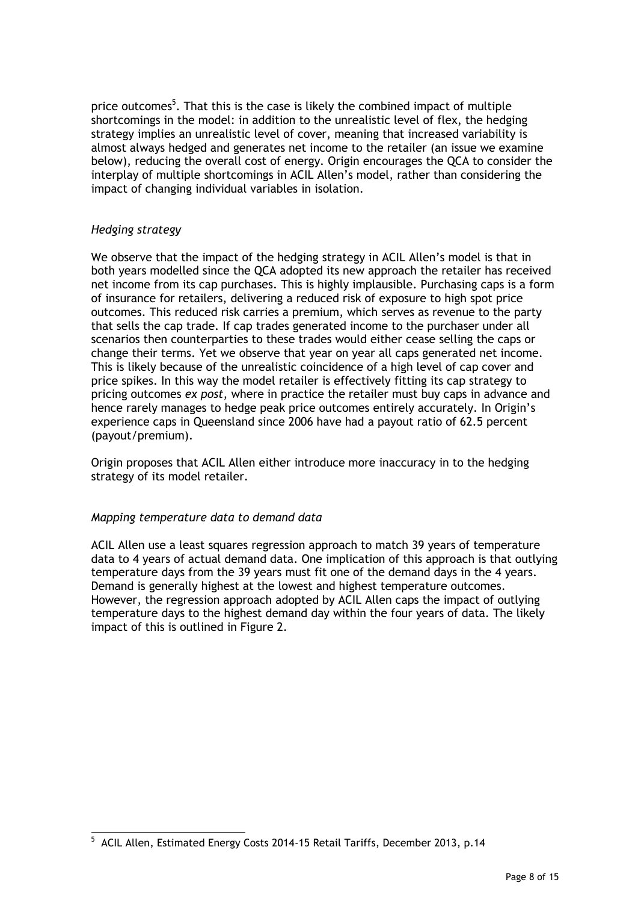price outcomes[5]. That this is the case is likely the combined impact of multiple shortcomings in the model: in addition to the unrealistic level of flex, the hedging strategy implies an unrealistic level of cover, meaning that increased variability is almost always hedged and generates net income to the retailer (an issue we examine below), reducing the overall cost of energy. Origin encourages the QCA to consider the interplay of multiple shortcomings in ACIL Allen's model, rather than considering the impact of changing individual variables in isolation.

*Hedging strategy*

We observe that the impact of the hedging strategy in ACIL Allen's model is that in both years modelled since the QCA adopted its new approach the retailer has received net income from its cap purchases. This is highly implausible. Purchasing caps is a form of insurance for retailers, delivering a reduced risk of exposure to high spot price outcomes. This reduced risk carries a premium, which serves as revenue to the party that sells the cap trade. If cap trades generated income to the purchaser under all scenarios then counterparties to these trades would either cease selling the caps or change their terms. Yet we observe that year on year all caps generated net income. This is likely because of the unrealistic coincidence of a high level of cap cover and price spikes. In this way the model retailer is effectively fitting its cap strategy to pricing outcomes *ex post*, where in practice the retailer must buy caps in advance and hence rarely manages to hedge peak price outcomes entirely accurately. In Origin's experience caps in Queensland since 2006 have had a payout ratio of 62.5 percent (payout/premium).

Origin proposes that ACIL Allen either introduce more inaccuracy in to the hedging strategy of its model retailer.

*Mapping temperature data to demand data*

ACIL Allen use a least squares regression approach to match 39 years of temperature data to 4 years of actual demand data. One implication of this approach is that outlying temperature days from the 39 years must fit one of the demand days in the 4 years. Demand is generally highest at the lowest and highest temperature outcomes. However, the regression approach adopted by ACIL Allen caps the impact of outlying temperature days to the highest demand day within the four years of data. The likely impact of this is outlined in Figure 2.

---

[5] ACIL Allen, Estimated Energy Costs 2014-15 Retail Tariffs, December 2013, p.14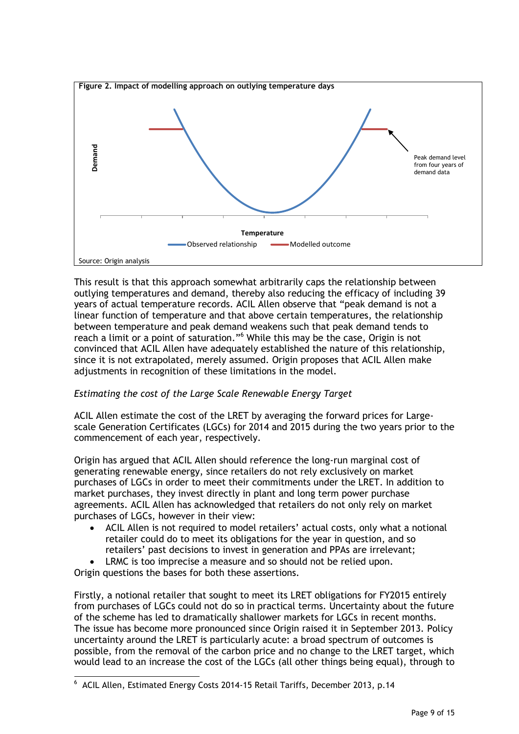**Figure 2. Impact of modelling approach on outlying temperature days**

Source: Origin analysis

This result is that this approach somewhat arbitrarily caps the relationship between outlying temperatures and demand, thereby also reducing the efficacy of including 39 years of actual temperature records. ACIL Allen observe that "peak demand is not a linear function of temperature and that above certain temperatures, the relationship between temperature and peak demand weakens such that peak demand tends to reach a limit or a point of saturation."[6] While this may be the case, Origin is not convinced that ACIL Allen have adequately established the nature of this relationship, since it is not extrapolated, merely assumed. Origin proposes that ACIL Allen make adjustments in recognition of these limitations in the model.

*Estimating the cost of the Large Scale Renewable Energy Target*

ACIL Allen estimate the cost of the LRET by averaging the forward prices for Large-scale Generation Certificates (LGCs) for 2014 and 2015 during the two years prior to the commencement of each year, respectively.

Origin has argued that ACIL Allen should reference the long-run marginal cost of generating renewable energy, since retailers do not rely exclusively on market purchases of LGCs in order to meet their commitments under the LRET. In addition to market purchases, they invest directly in plant and long term power purchase agreements. ACIL Allen has acknowledged that retailers do not only rely on market purchases of LGCs, however in their view:

- ACIL Allen is not required to model retailers' actual costs, only what a notional retailer could do to meet its obligations for the year in question, and so retailers' past decisions to invest in generation and PPAs are irrelevant;
- LRMC is too imprecise a measure and so should not be relied upon.

Origin questions the bases for both these assertions.

Firstly, a notional retailer that sought to meet its LRET obligations for FY2015 entirely from purchases of LGCs could not do so in practical terms. Uncertainty about the future of the scheme has led to dramatically shallower markets for LGCs in recent months. The issue has become more pronounced since Origin raised it in September 2013. Policy uncertainty around the LRET is particularly acute: a broad spectrum of outcomes is possible, from the removal of the carbon price and no change to the LRET target, which would lead to an increase the cost of the LGCs (all other things being equal), through to

[6] ACIL Allen, Estimated Energy Costs 2014-15 Retail Tariffs, December 2013, p.14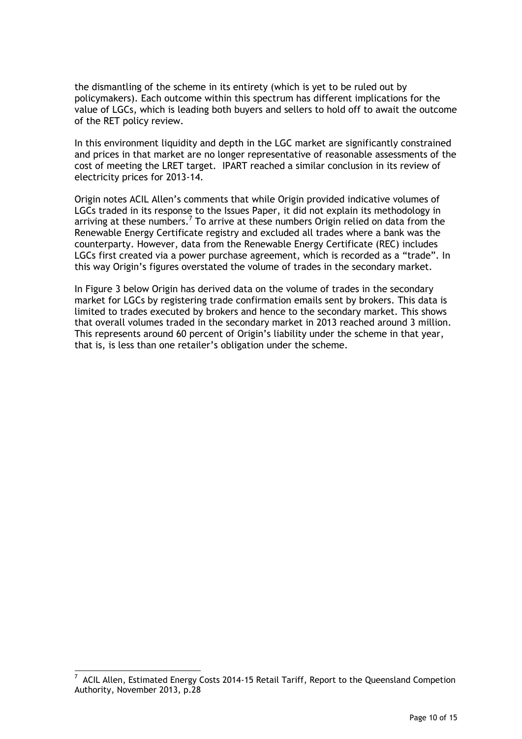the dismantling of the scheme in its entirety (which is yet to be ruled out by policymakers). Each outcome within this spectrum has different implications for the value of LGCs, which is leading both buyers and sellers to hold off to await the outcome of the RET policy review.

In this environment liquidity and depth in the LGC market are significantly constrained and prices in that market are no longer representative of reasonable assessments of the cost of meeting the LRET target. IPART reached a similar conclusion in its review of electricity prices for 2013-14.

Origin notes ACIL Allen's comments that while Origin provided indicative volumes of LGCs traded in its response to the Issues Paper, it did not explain its methodology in arriving at these numbers.[7] To arrive at these numbers Origin relied on data from the Renewable Energy Certificate registry and excluded all trades where a bank was the counterparty. However, data from the Renewable Energy Certificate (REC) includes LGCs first created via a power purchase agreement, which is recorded as a "trade". In this way Origin's figures overstated the volume of trades in the secondary market.

In Figure 3 below Origin has derived data on the volume of trades in the secondary market for LGCs by registering trade confirmation emails sent by brokers. This data is limited to trades executed by brokers and hence to the secondary market. This shows that overall volumes traded in the secondary market in 2013 reached around 3 million. This represents around 60 percent of Origin's liability under the scheme in that year, that is, is less than one retailer's obligation under the scheme.

---

[7] ACIL Allen, Estimated Energy Costs 2014-15 Retail Tariff, Report to the Queensland Competion Authority, November 2013, p.28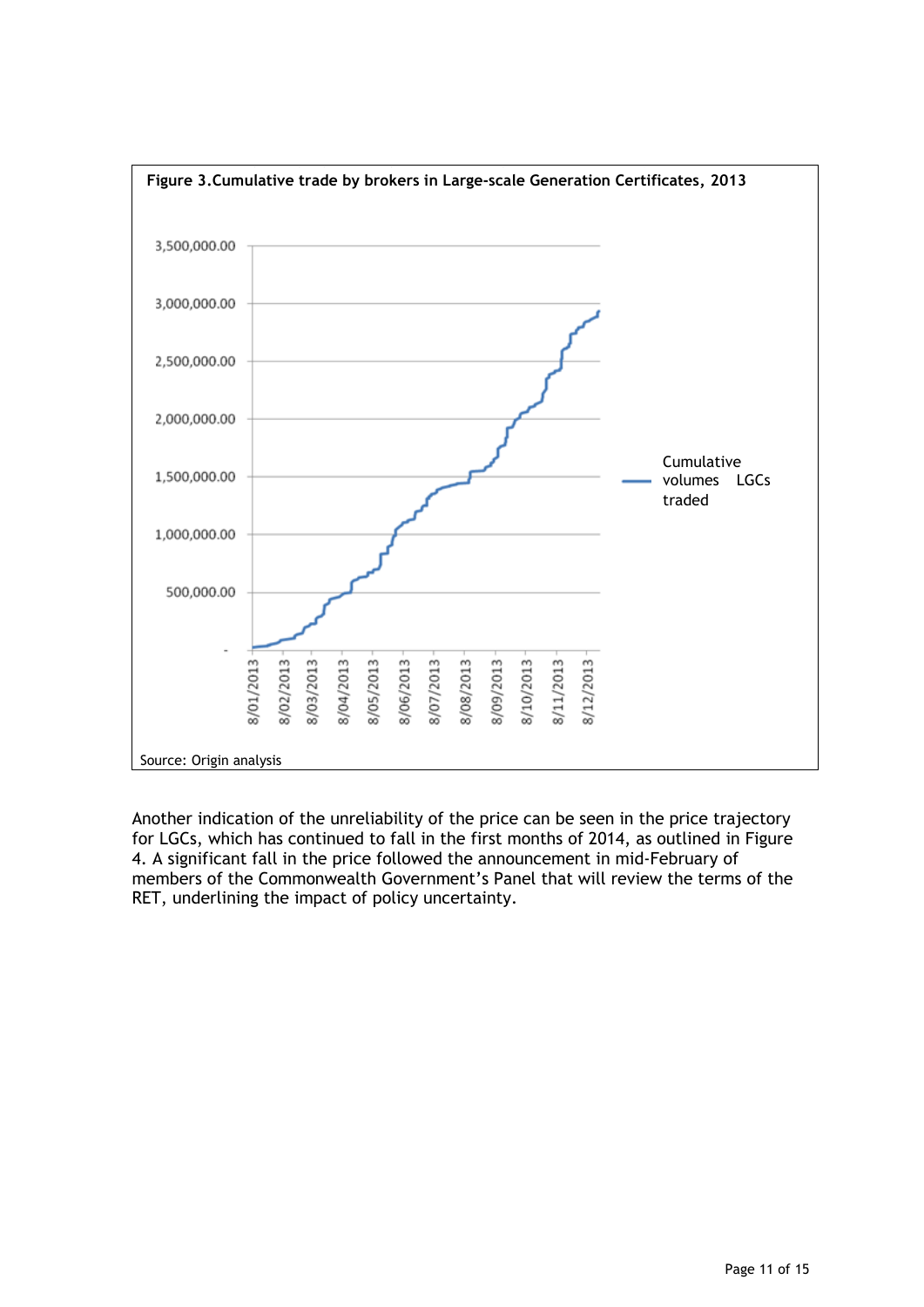**Figure 3. Cumulative trade by brokers in Large-scale Generation Certificates, 2013**

Source: Origin analysis

Another indication of the unreliability of the price can be seen in the price trajectory for LGCs, which has continued to fall in the first months of 2014, as outlined in Figure 4. A significant fall in the price followed the announcement in mid-February of members of the Commonwealth Government's Panel that will review the terms of the RET, underlining the impact of policy uncertainty.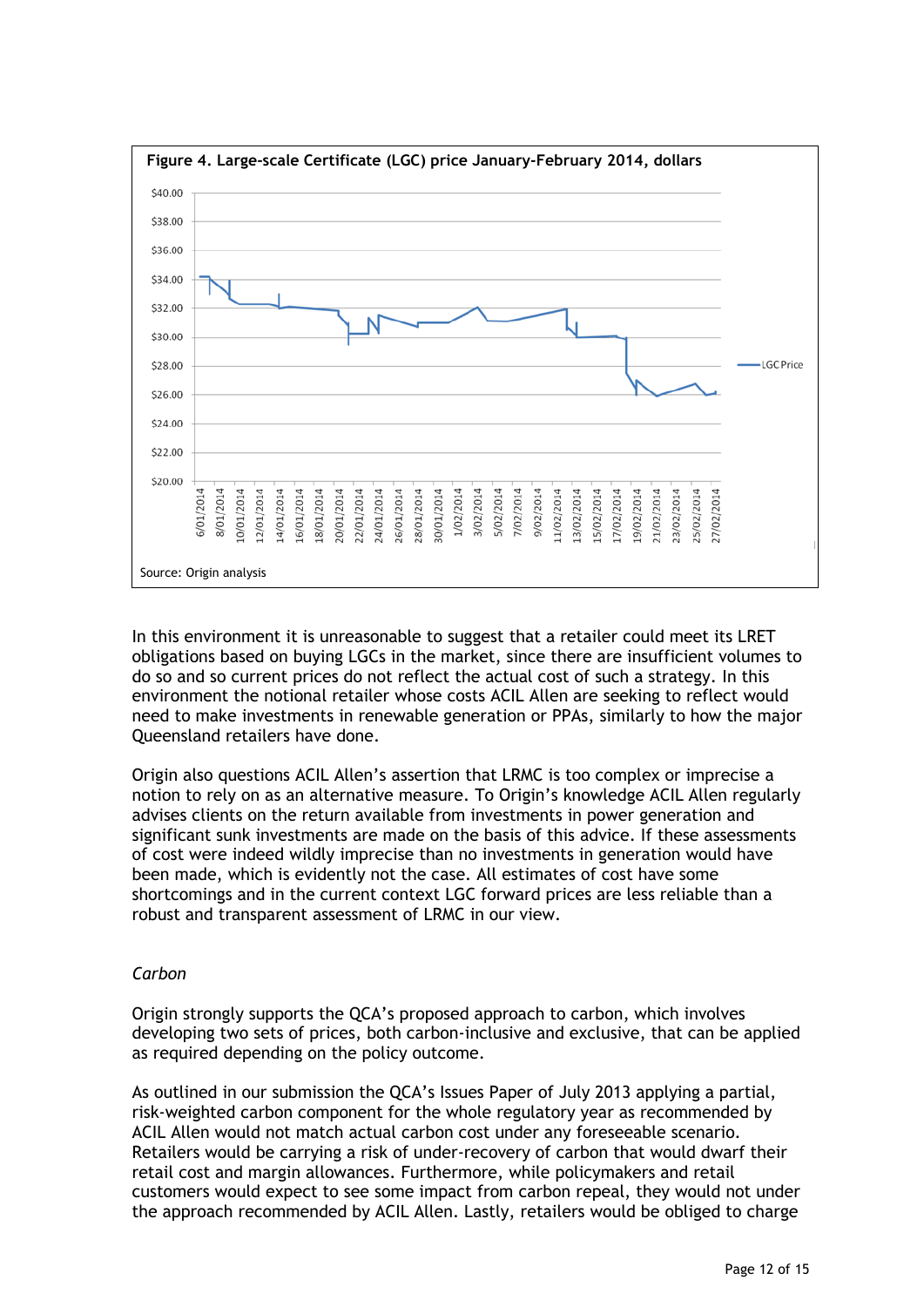**Figure 4. Large-scale Certificate (LGC) price January-February 2014, dollars**

Source: Origin analysis

In this environment it is unreasonable to suggest that a retailer could meet its LRET obligations based on buying LGCs in the market, since there are insufficient volumes to do so and so current prices do not reflect the actual cost of such a strategy. In this environment the notional retailer whose costs ACIL Allen are seeking to reflect would need to make investments in renewable generation or PPAs, similarly to how the major Queensland retailers have done.

Origin also questions ACIL Allen's assertion that LRMC is too complex or imprecise a notion to rely on as an alternative measure. To Origin's knowledge ACIL Allen regularly advises clients on the return available from investments in power generation and significant sunk investments are made on the basis of this advice. If these assessments of cost were indeed wildly imprecise than no investments in generation would have been made, which is evidently not the case. All estimates of cost have some shortcomings and in the current context LGC forward prices are less reliable than a robust and transparent assessment of LRMC in our view.

*Carbon*

Origin strongly supports the QCA's proposed approach to carbon, which involves developing two sets of prices, both carbon-inclusive and exclusive, that can be applied as required depending on the policy outcome.

As outlined in our submission the QCA's Issues Paper of July 2013 applying a partial, risk-weighted carbon component for the whole regulatory year as recommended by ACIL Allen would not match actual carbon cost under any foreseeable scenario. Retailers would be carrying a risk of under-recovery of carbon that would dwarf their retail cost and margin allowances. Furthermore, while policymakers and retail customers would expect to see some impact from carbon repeal, they would not under the approach recommended by ACIL Allen. Lastly, retailers would be obliged to charge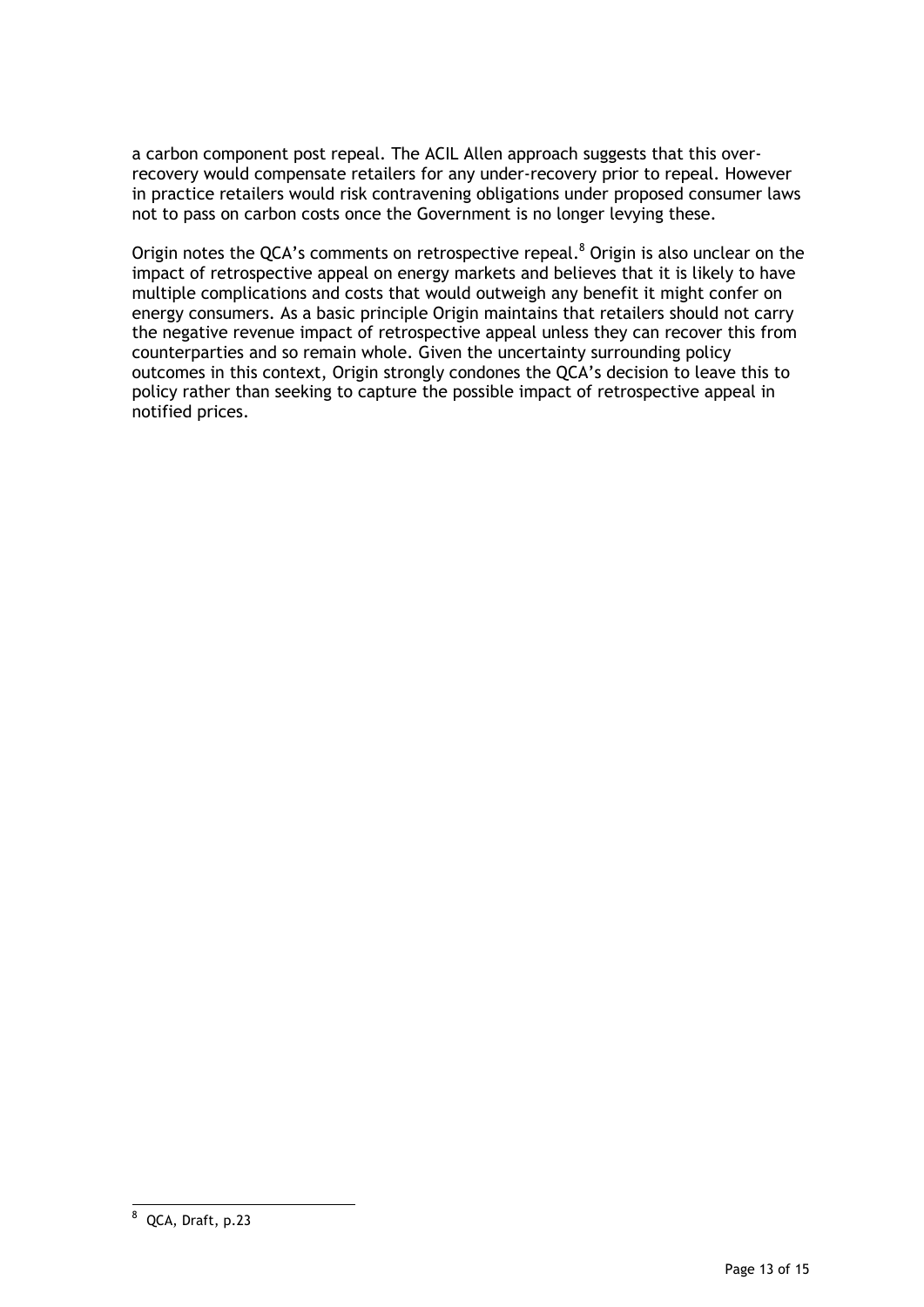a carbon component post repeal. The ACIL Allen approach suggests that this over-recovery would compensate retailers for any under-recovery prior to repeal. However in practice retailers would risk contravening obligations under proposed consumer laws not to pass on carbon costs once the Government is no longer levying these.

Origin notes the QCA's comments on retrospective repeal.[8] Origin is also unclear on the impact of retrospective appeal on energy markets and believes that it is likely to have multiple complications and costs that would outweigh any benefit it might confer on energy consumers. As a basic principle Origin maintains that retailers should not carry the negative revenue impact of retrospective appeal unless they can recover this from counterparties and so remain whole. Given the uncertainty surrounding policy outcomes in this context, Origin strongly condones the QCA's decision to leave this to policy rather than seeking to capture the possible impact of retrospective appeal in notified prices.

[8] QCA, Draft, p.23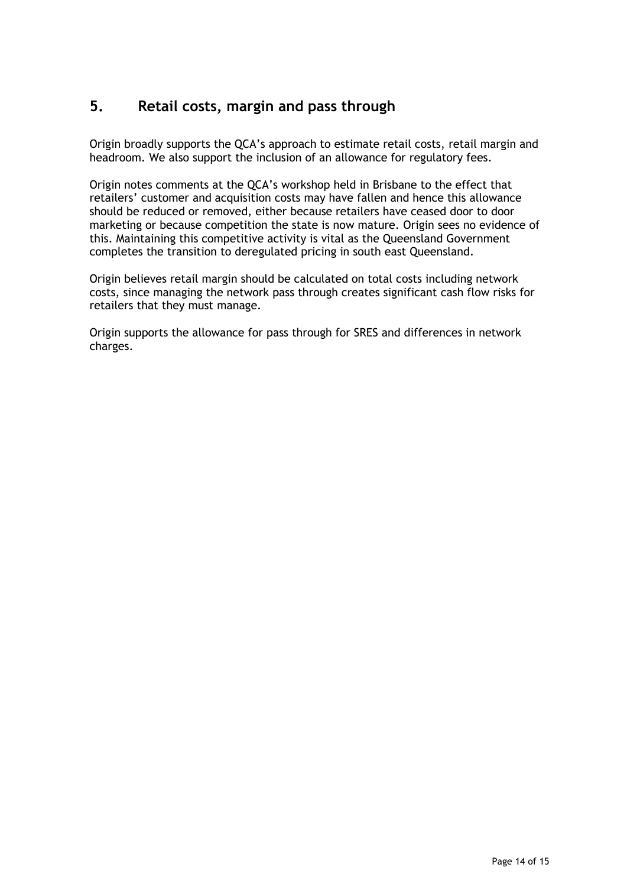## 5. Retail costs, margin and pass through

Origin broadly supports the QCA's approach to estimate retail costs, retail margin and headroom. We also support the inclusion of an allowance for regulatory fees.

Origin notes comments at the QCA's workshop held in Brisbane to the effect that retailers' customer and acquisition costs may have fallen and hence this allowance should be reduced or removed, either because retailers have ceased door to door marketing or because competition the state is now mature. Origin sees no evidence of this. Maintaining this competitive activity is vital as the Queensland Government completes the transition to deregulated pricing in south east Queensland.

Origin believes retail margin should be calculated on total costs including network costs, since managing the network pass through creates significant cash flow risks for retailers that they must manage.

Origin supports the allowance for pass through for SRES and differences in network charges.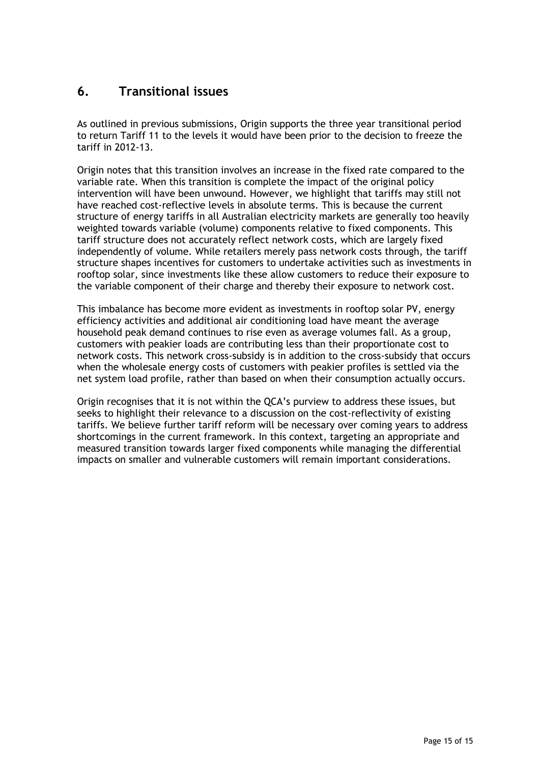## 6. Transitional issues

As outlined in previous submissions, Origin supports the three year transitional period to return Tariff 11 to the levels it would have been prior to the decision to freeze the tariff in 2012-13.

Origin notes that this transition involves an increase in the fixed rate compared to the variable rate. When this transition is complete the impact of the original policy intervention will have been unwound. However, we highlight that tariffs may still not have reached cost-reflective levels in absolute terms. This is because the current structure of energy tariffs in all Australian electricity markets are generally too heavily weighted towards variable (volume) components relative to fixed components. This tariff structure does not accurately reflect network costs, which are largely fixed independently of volume. While retailers merely pass network costs through, the tariff structure shapes incentives for customers to undertake activities such as investments in rooftop solar, since investments like these allow customers to reduce their exposure to the variable component of their charge and thereby their exposure to network cost.

This imbalance has become more evident as investments in rooftop solar PV, energy efficiency activities and additional air conditioning load have meant the average household peak demand continues to rise even as average volumes fall. As a group, customers with peakier loads are contributing less than their proportionate cost to network costs. This network cross-subsidy is in addition to the cross-subsidy that occurs when the wholesale energy costs of customers with peakier profiles is settled via the net system load profile, rather than based on when their consumption actually occurs.

Origin recognises that it is not within the QCA's purview to address these issues, but seeks to highlight their relevance to a discussion on the cost-reflectivity of existing tariffs. We believe further tariff reform will be necessary over coming years to address shortcomings in the current framework. In this context, targeting an appropriate and measured transition towards larger fixed components while managing the differential impacts on smaller and vulnerable customers will remain important considerations.